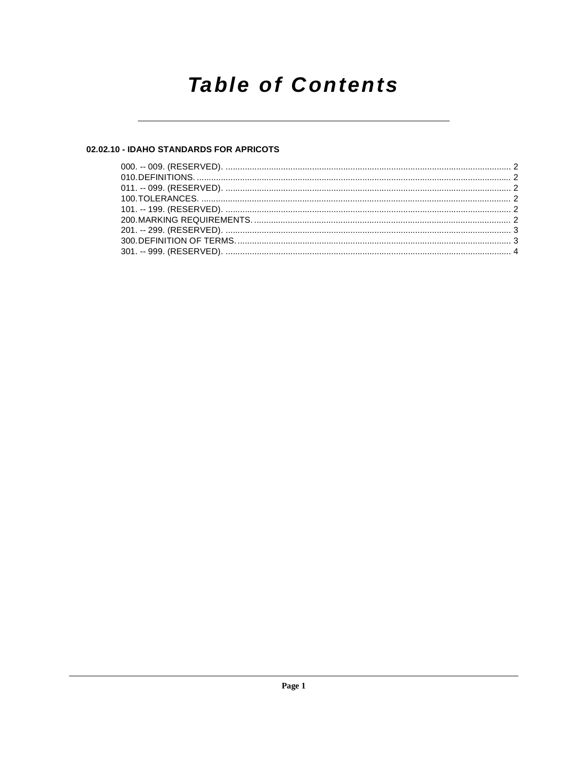# Table of Contents

## 02.02.10 - IDAHO STANDARDS FOR APRICOTS

000. -- 009. (RESERVED). ..................................................... 2
010. DEFINITIONS. ..................................................... 2
011. -- 099. (RESERVED). ..................................................... 2
100. TOLERANCES. ..................................................... 2
101. -- 199. (RESERVED). ..................................................... 2
200. MARKING REQUIREMENTS. ..................................................... 2
201. -- 299. (RESERVED). ..................................................... 3
300. DEFINITION OF TERMS. ..................................................... 3
301. -- 999. (RESERVED). ..................................................... 4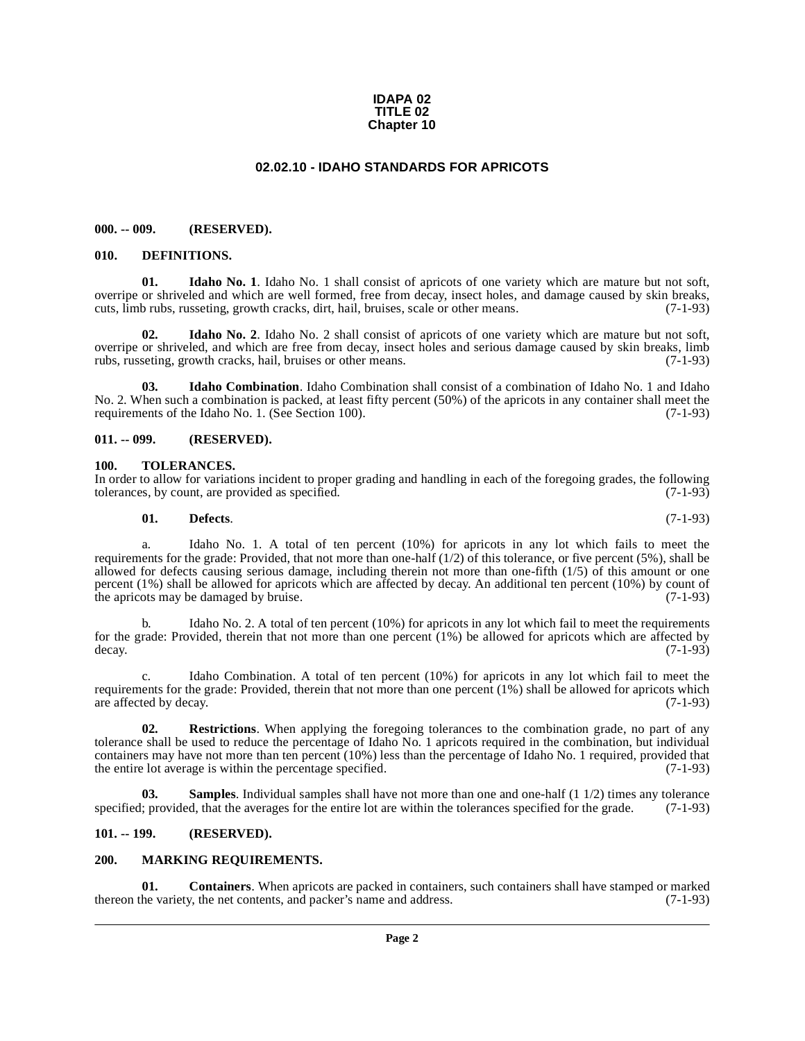# IDAPA 02
# TITLE 02
# Chapter 10

## 02.02.10 - IDAHO STANDARDS FOR APRICOTS

### 000. -- 009. (RESERVED).

### 010. DEFINITIONS.

**01. Idaho No. 1**. Idaho No. 1 shall consist of apricots of one variety which are mature but not soft, overripe or shriveled and which are well formed, free from decay, insect holes, and damage caused by skin breaks, cuts, limb rubs, russeting, growth cracks, dirt, hail, bruises, scale or other means. (7-1-93)

**02. Idaho No. 2**. Idaho No. 2 shall consist of apricots of one variety which are mature but not soft, overripe or shriveled, and which are free from decay, insect holes and serious damage caused by skin breaks, limb rubs, russeting, growth cracks, hail, bruises or other means. (7-1-93)

**03. Idaho Combination**. Idaho Combination shall consist of a combination of Idaho No. 1 and Idaho No. 2. When such a combination is packed, at least fifty percent (50%) of the apricots in any container shall meet the requirements of the Idaho No. 1. (See Section 100). (7-1-93)

### 011. -- 099. (RESERVED).

### 100. TOLERANCES.

In order to allow for variations incident to proper grading and handling in each of the foregoing grades, the following tolerances, by count, are provided as specified. (7-1-93)

**01. Defects**. (7-1-93)

a. Idaho No. 1. A total of ten percent (10%) for apricots in any lot which fails to meet the requirements for the grade: Provided, that not more than one-half (1/2) of this tolerance, or five percent (5%), shall be allowed for defects causing serious damage, including therein not more than one-fifth (1/5) of this amount or one percent (1%) shall be allowed for apricots which are affected by decay. An additional ten percent (10%) by count of the apricots may be damaged by bruise. (7-1-93)

b. Idaho No. 2. A total of ten percent (10%) for apricots in any lot which fail to meet the requirements for the grade: Provided, therein that not more than one percent (1%) be allowed for apricots which are affected by decay. (7-1-93)

c. Idaho Combination. A total of ten percent (10%) for apricots in any lot which fail to meet the requirements for the grade: Provided, therein that not more than one percent (1%) shall be allowed for apricots which are affected by decay. (7-1-93)

**02. Restrictions**. When applying the foregoing tolerances to the combination grade, no part of any tolerance shall be used to reduce the percentage of Idaho No. 1 apricots required in the combination, but individual containers may have not more than ten percent (10%) less than the percentage of Idaho No. 1 required, provided that the entire lot average is within the percentage specified. (7-1-93)

**03. Samples**. Individual samples shall have not more than one and one-half (1 1/2) times any tolerance specified; provided, that the averages for the entire lot are within the tolerances specified for the grade. (7-1-93)

### 101. -- 199. (RESERVED).

### 200. MARKING REQUIREMENTS.

**01. Containers**. When apricots are packed in containers, such containers shall have stamped or marked thereon the variety, the net contents, and packer's name and address. (7-1-93)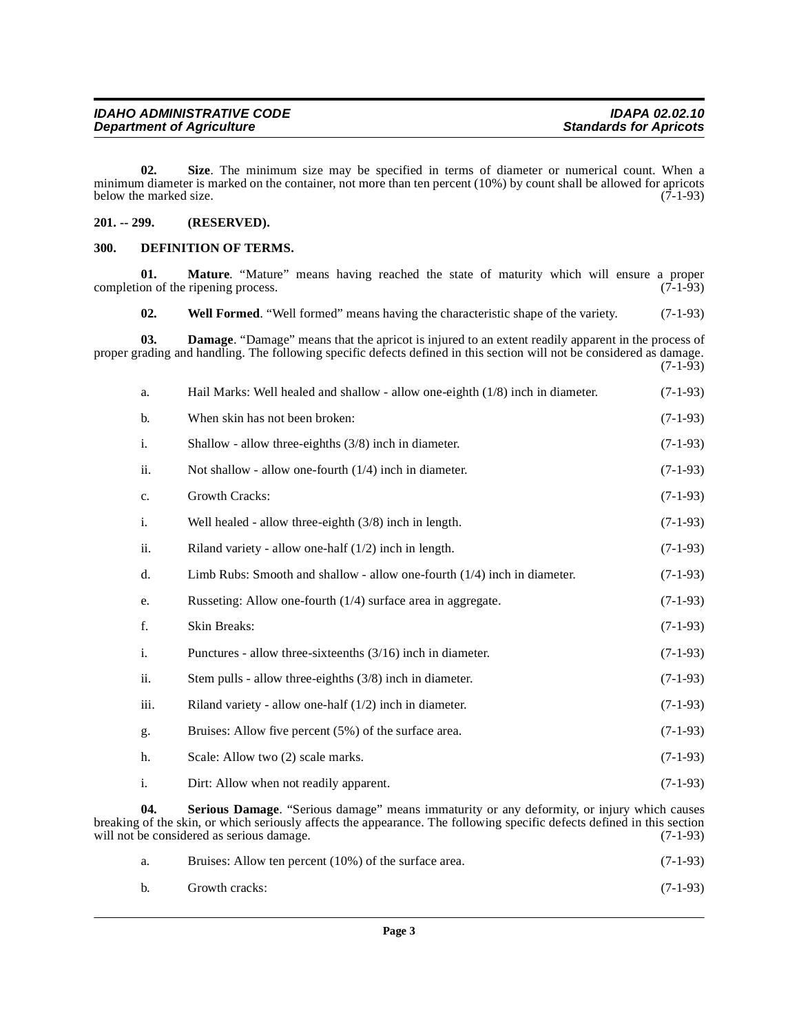**02. Size**. The minimum size may be specified in terms of diameter or numerical count. When a minimum diameter is marked on the container, not more than ten percent (10%) by count shall be allowed for apricots below the marked size. (7-1-93)

## 201. -- 299. (RESERVED).

## 300. DEFINITION OF TERMS.

**01. Mature**. "Mature" means having reached the state of maturity which will ensure a proper completion of the ripening process. (7-1-93)

**02. Well Formed**. "Well formed" means having the characteristic shape of the variety. (7-1-93)

**03. Damage**. "Damage" means that the apricot is injured to an extent readily apparent in the process of proper grading and handling. The following specific defects defined in this section will not be considered as damage. (7-1-93)

a. Hail Marks: Well healed and shallow - allow one-eighth (1/8) inch in diameter. (7-1-93)

b. When skin has not been broken: (7-1-93)

i. Shallow - allow three-eighths (3/8) inch in diameter. (7-1-93)

ii. Not shallow - allow one-fourth (1/4) inch in diameter. (7-1-93)

c. Growth Cracks: (7-1-93)

i. Well healed - allow three-eighth (3/8) inch in length. (7-1-93)

ii. Riland variety - allow one-half (1/2) inch in length. (7-1-93)

d. Limb Rubs: Smooth and shallow - allow one-fourth (1/4) inch in diameter. (7-1-93)

e. Russeting: Allow one-fourth (1/4) surface area in aggregate. (7-1-93)

f. Skin Breaks: (7-1-93)

i. Punctures - allow three-sixteenths (3/16) inch in diameter. (7-1-93)

ii. Stem pulls - allow three-eighths (3/8) inch in diameter. (7-1-93)

iii. Riland variety - allow one-half (1/2) inch in diameter. (7-1-93)

g. Bruises: Allow five percent (5%) of the surface area. (7-1-93)

h. Scale: Allow two (2) scale marks. (7-1-93)

i. Dirt: Allow when not readily apparent. (7-1-93)

**04. Serious Damage**. "Serious damage" means immaturity or any deformity, or injury which causes breaking of the skin, or which seriously affects the appearance. The following specific defects defined in this section will not be considered as serious damage. (7-1-93)

a. Bruises: Allow ten percent (10%) of the surface area. (7-1-93)

b. Growth cracks: (7-1-93)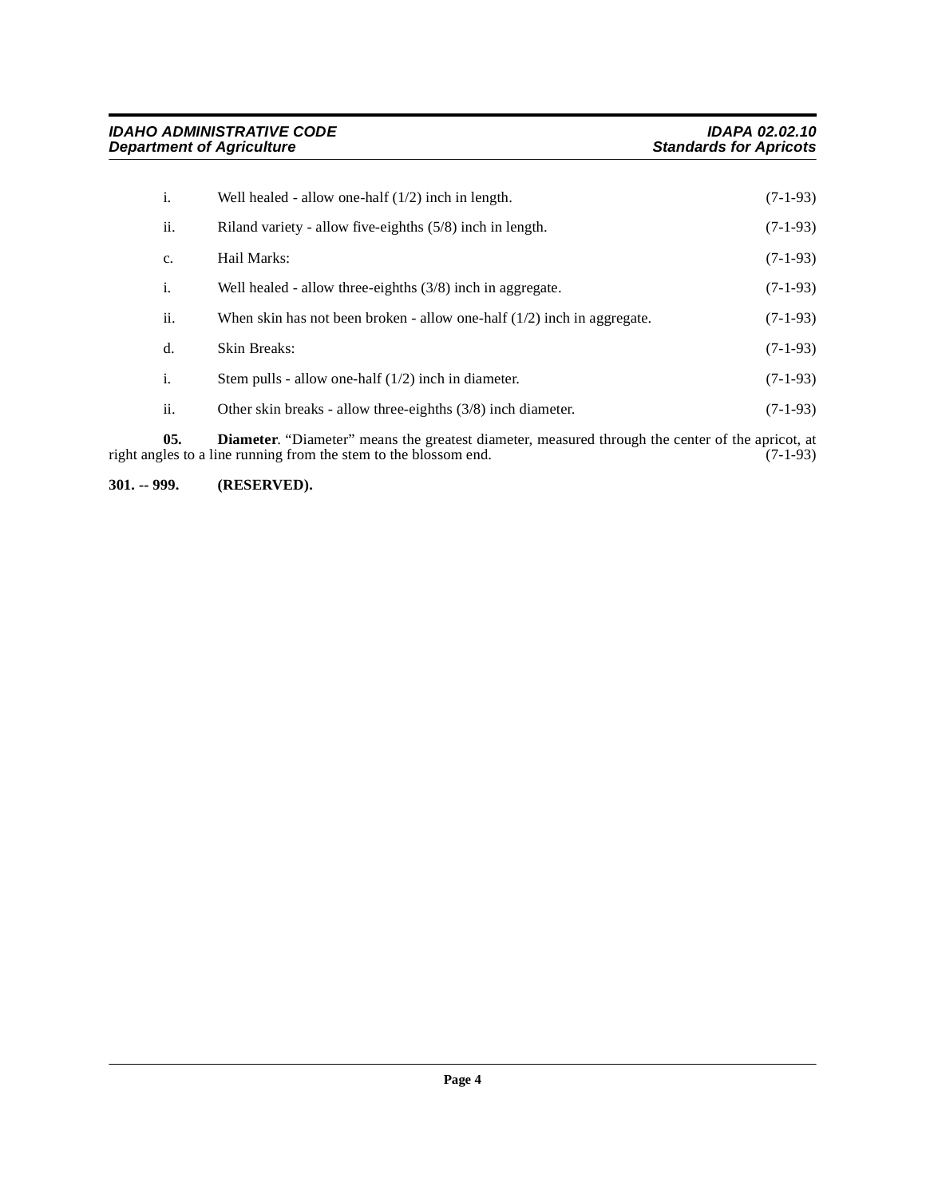i. Well healed - allow one-half (1/2) inch in length. (7-1-93)

ii. Riland variety - allow five-eighths (5/8) inch in length. (7-1-93)

c. Hail Marks: (7-1-93)

i. Well healed - allow three-eighths (3/8) inch in aggregate. (7-1-93)

ii. When skin has not been broken - allow one-half (1/2) inch in aggregate. (7-1-93)

d. Skin Breaks: (7-1-93)

i. Stem pulls - allow one-half (1/2) inch in diameter. (7-1-93)

ii. Other skin breaks - allow three-eighths (3/8) inch diameter. (7-1-93)

**05. Diameter**. "Diameter" means the greatest diameter, measured through the center of the apricot, at right angles to a line running from the stem to the blossom end. (7-1-93)

**301. -- 999. (RESERVED).**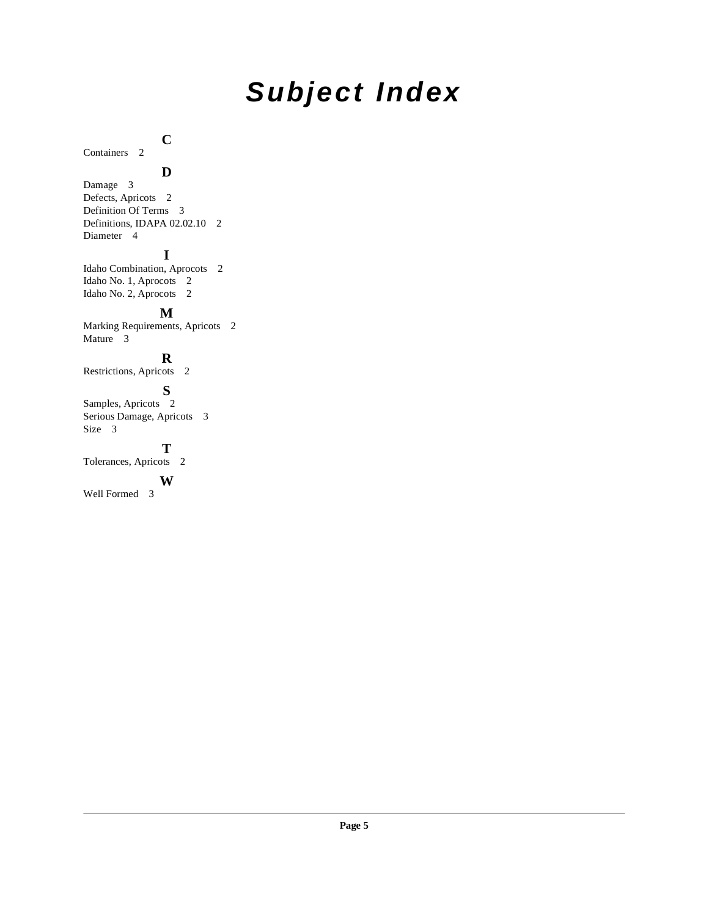# *Subject Index*

**C**

Containers 2

**D**

Damage 3
Defects, Apricots 2
Definition Of Terms 3
Definitions, IDAPA 02.02.10 2
Diameter 4

**I**

Idaho Combination, Aprocots 2
Idaho No. 1, Aprocots 2
Idaho No. 2, Aprocots 2

**M**

Marking Requirements, Apricots 2
Mature 3

**R**

Restrictions, Apricots 2

**S**

Samples, Apricots 2
Serious Damage, Apricots 3
Size 3

**T**

Tolerances, Apricots 2

**W**

Well Formed 3